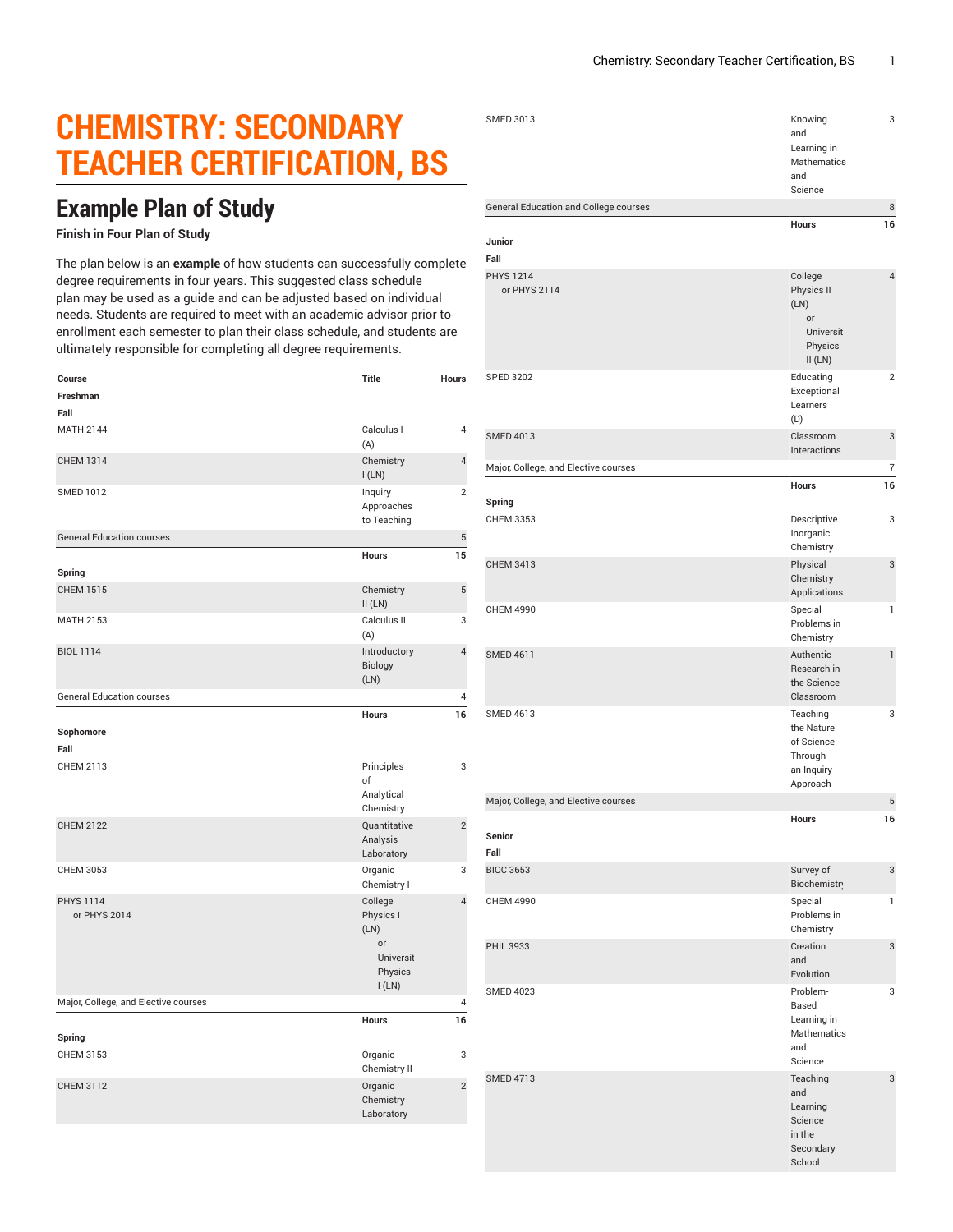# CHEMISTRY: SECONDARY TEACHER CERTIFICATION, BS

## Example Plan of Study

**Finish in Four Plan of Study**

The plan below is an **example** of how students can successfully complete degree requirements in four years. This suggested class schedule plan may be used as a guide and can be adjusted based on individual needs. Students are required to meet with an academic advisor prior to enrollment each semester to plan their class schedule, and students are ultimately responsible for completing all degree requirements.

| Course | Title | Hours |
|---|---|---|
| **Freshman** | | |
| **Fall** | | |
| MATH 2144 | Calculus I (A) | 4 |
| CHEM 1314 | Chemistry I (LN) | 4 |
| SMED 1012 | Inquiry Approaches to Teaching | 2 |
| General Education courses | | 5 |
| | **Hours** | **15** |
| **Spring** | | |
| CHEM 1515 | Chemistry II (LN) | 5 |
| MATH 2153 | Calculus II (A) | 3 |
| BIOL 1114 | Introductory Biology (LN) | 4 |
| General Education courses | | 4 |
| | **Hours** | **16** |
| **Sophomore** | | |
| **Fall** | | |
| CHEM 2113 | Principles of Analytical Chemistry | 3 |
| CHEM 2122 | Quantitative Analysis Laboratory | 2 |
| CHEM 3053 | Organic Chemistry I | 3 |
| PHYS 1114 or PHYS 2014 | College Physics I (LN) or University Physics I (LN) | 4 |
| Major, College, and Elective courses | | 4 |
| | **Hours** | **16** |
| **Spring** | | |
| CHEM 3153 | Organic Chemistry II | 3 |
| CHEM 3112 | Organic Chemistry Laboratory | 2 |
| SMED 3013 | Knowing and Learning in Mathematics and Science | 3 |
| General Education and College courses | | 8 |
| | **Hours** | **16** |
| **Junior** | | |
| **Fall** | | |
| PHYS 1214 or PHYS 2114 | College Physics II (LN) or University Physics II (LN) | 4 |
| SPED 3202 | Educating Exceptional Learners (D) | 2 |
| SMED 4013 | Classroom Interactions | 3 |
| Major, College, and Elective courses | | 7 |
| | **Hours** | **16** |
| **Spring** | | |
| CHEM 3353 | Descriptive Inorganic Chemistry | 3 |
| CHEM 3413 | Physical Chemistry Applications | 3 |
| CHEM 4990 | Special Problems in Chemistry | 1 |
| SMED 4611 | Authentic Research in the Science Classroom | 1 |
| SMED 4613 | Teaching the Nature of Science Through an Inquiry Approach | 3 |
| Major, College, and Elective courses | | 5 |
| | **Hours** | **16** |
| **Senior** | | |
| **Fall** | | |
| BIOC 3653 | Survey of Biochemistry | 3 |
| CHEM 4990 | Special Problems in Chemistry | 1 |
| PHIL 3933 | Creation and Evolution | 3 |
| SMED 4023 | Problem-Based Learning in Mathematics and Science | 3 |
| SMED 4713 | Teaching and Learning Science in the Secondary School | 3 |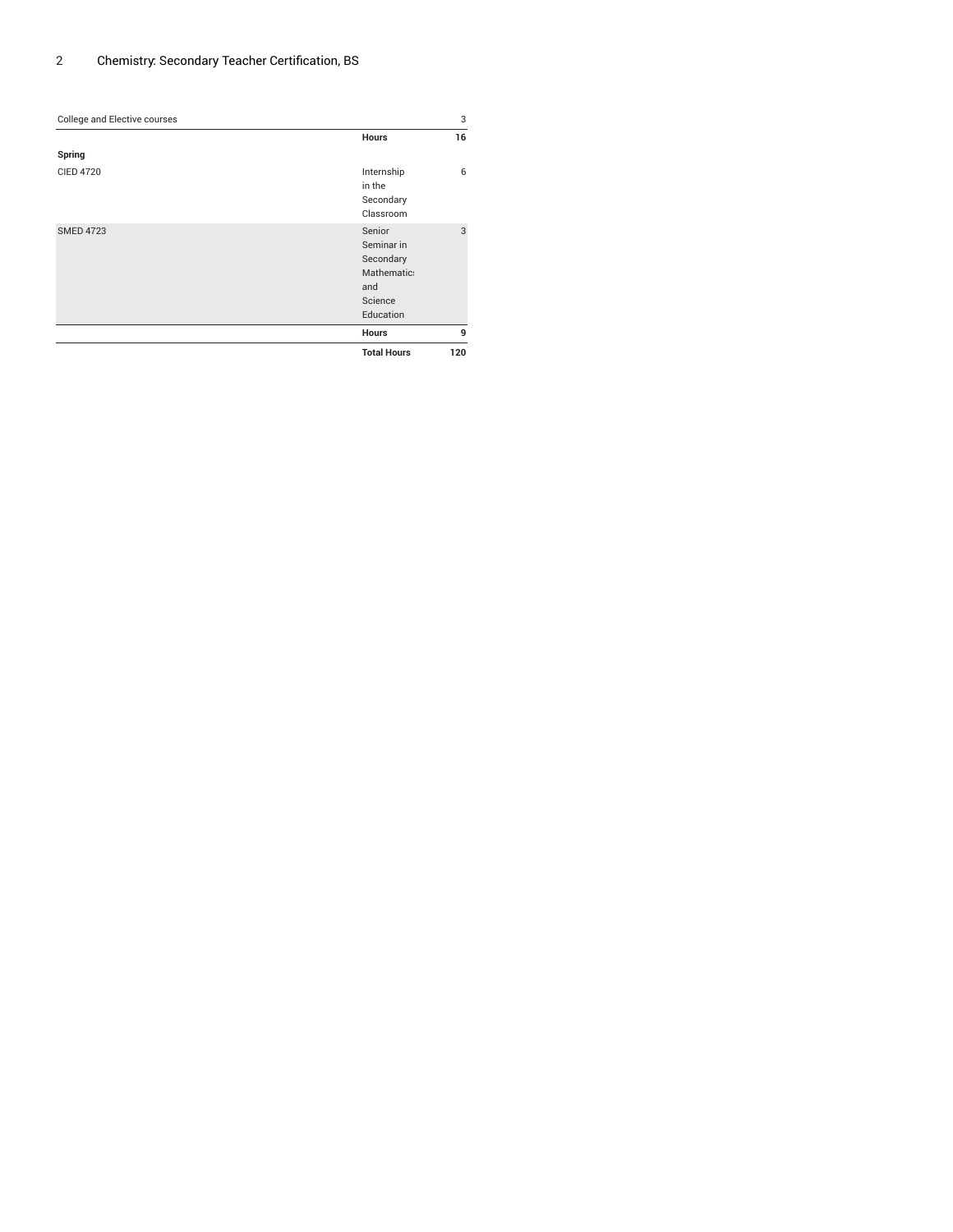| | | |
|---|---|---|
| College and Elective courses | | 3 |
| | **Hours** | **16** |
| **Spring** | | |
| CIED 4720 | Internship in the Secondary Classroom | 6 |
| SMED 4723 | Senior Seminar in Secondary Mathematics and Science Education | 3 |
| | **Hours** | **9** |
| | **Total Hours** | **120** |